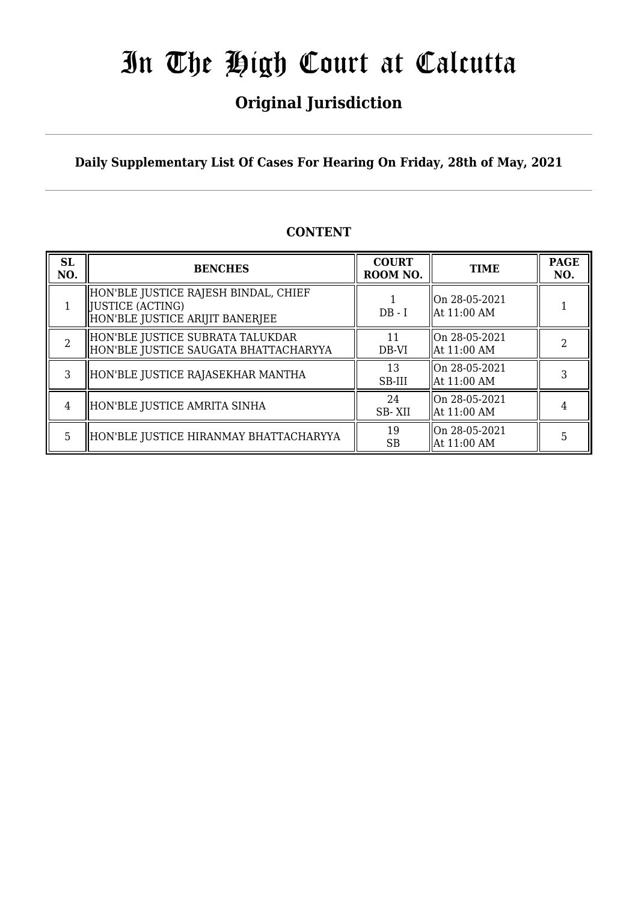# In The High Court at Calcutta

## Original Jurisdiction

**Daily Supplementary List Of Cases For Hearing On Friday, 28th of May, 2021**

### CONTENT

| SL NO. | BENCHES | COURT ROOM NO. | TIME | PAGE NO. |
|---|---|---|---|---|
| 1 | HON'BLE JUSTICE RAJESH BINDAL, CHIEF JUSTICE (ACTING)<br>HON'BLE JUSTICE ARIJIT BANERJEE | 1<br>DB - I | On 28-05-2021<br>At 11:00 AM | 1 |
| 2 | HON'BLE JUSTICE SUBRATA TALUKDAR<br>HON'BLE JUSTICE SAUGATA BHATTACHARYYA | 11<br>DB-VI | On 28-05-2021<br>At 11:00 AM | 2 |
| 3 | HON'BLE JUSTICE RAJASEKHAR MANTHA | 13<br>SB-III | On 28-05-2021<br>At 11:00 AM | 3 |
| 4 | HON'BLE JUSTICE AMRITA SINHA | 24<br>SB- XII | On 28-05-2021<br>At 11:00 AM | 4 |
| 5 | HON'BLE JUSTICE HIRANMAY BHATTACHARYYA | 19<br>SB | On 28-05-2021<br>At 11:00 AM | 5 |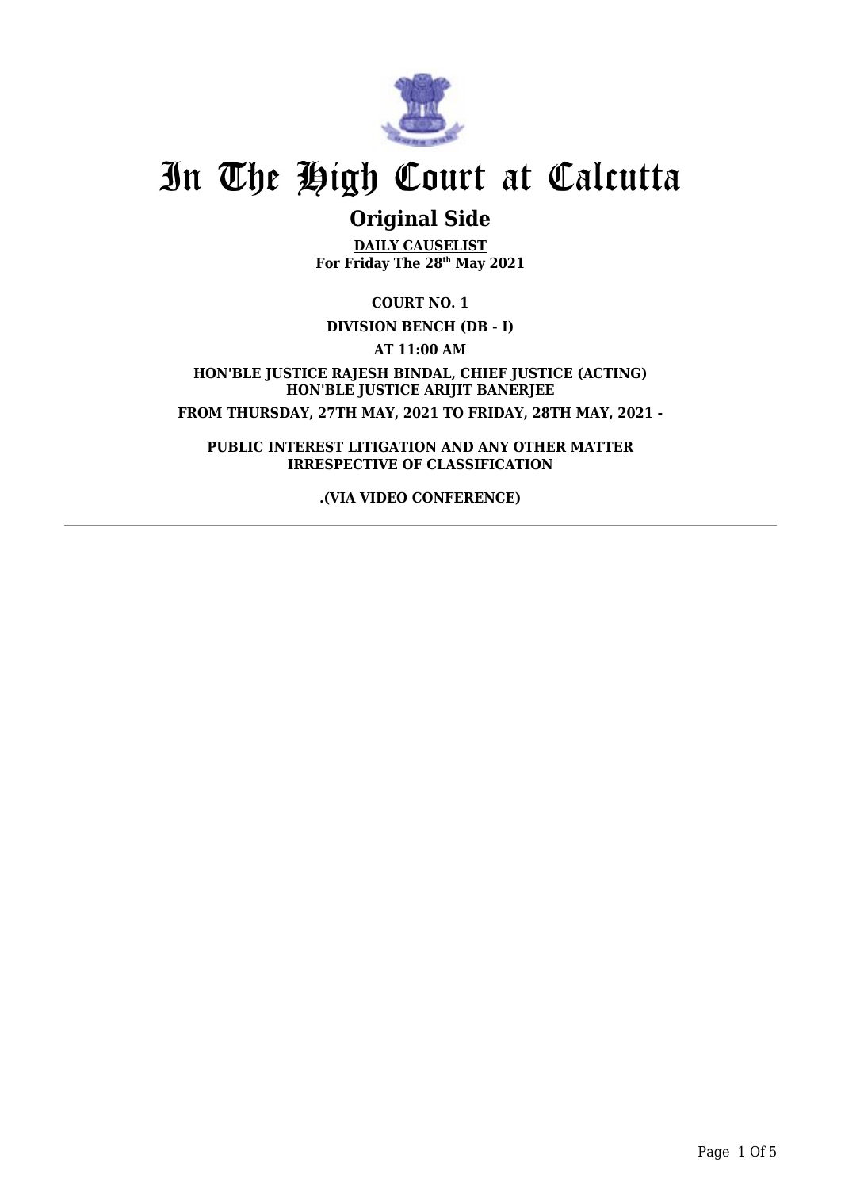# In The High Court at Calcutta

## Original Side

**DAILY CAUSELIST**
**For Friday The 28th May 2021**

**COURT NO. 1**

**DIVISION BENCH (DB - I)**

**AT 11:00 AM**

**HON'BLE JUSTICE RAJESH BINDAL, CHIEF JUSTICE (ACTING)**
**HON'BLE JUSTICE ARIJIT BANERJEE**

**FROM THURSDAY, 27TH MAY, 2021 TO FRIDAY, 28TH MAY, 2021 -**

**PUBLIC INTEREST LITIGATION AND ANY OTHER MATTER IRRESPECTIVE OF CLASSIFICATION**

**.(VIA VIDEO CONFERENCE)**

---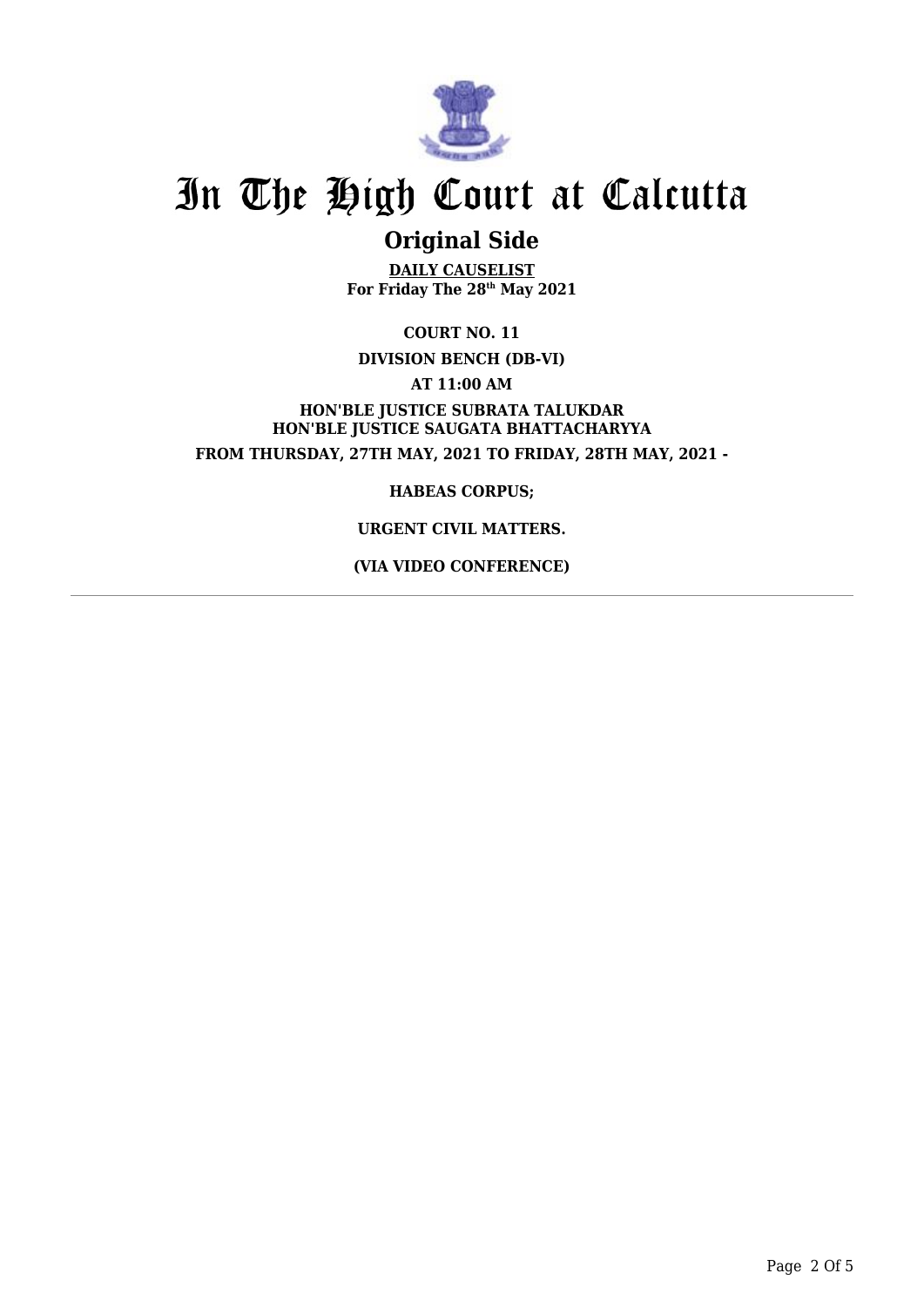# In The High Court at Calcutta

## Original Side

**DAILY CAUSELIST**
**For Friday The 28th May 2021**

**COURT NO. 11**

**DIVISION BENCH (DB-VI)**

**AT 11:00 AM**

**HON'BLE JUSTICE SUBRATA TALUKDAR**
**HON'BLE JUSTICE SAUGATA BHATTACHARYYA**

**FROM THURSDAY, 27TH MAY, 2021 TO FRIDAY, 28TH MAY, 2021 -**

**HABEAS CORPUS;**

**URGENT CIVIL MATTERS.**

**(VIA VIDEO CONFERENCE)**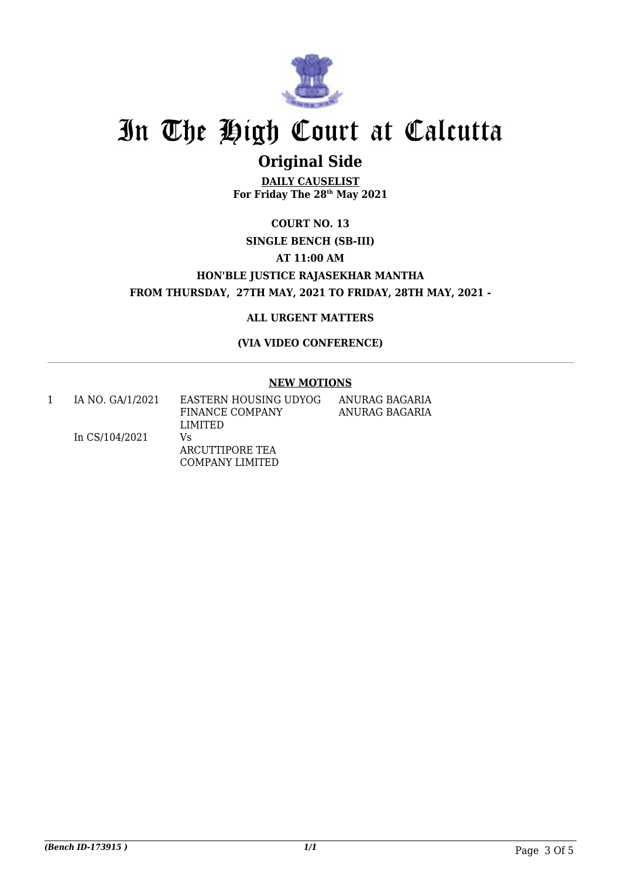# In The High Court at Calcutta

## Original Side

**DAILY CAUSELIST**
**For Friday The 28th May 2021**

**COURT NO. 13**

**SINGLE BENCH (SB-III)**

**AT 11:00 AM**

**HON'BLE JUSTICE RAJASEKHAR MANTHA**

**FROM THURSDAY, 27TH MAY, 2021 TO FRIDAY, 28TH MAY, 2021 -**

**ALL URGENT MATTERS**

**(VIA VIDEO CONFERENCE)**

**NEW MOTIONS**

| | | | |
|---|---|---|---|
| 1 | IA NO. GA/1/2021<br><br>In CS/104/2021 | EASTERN HOUSING UDYOG FINANCE COMPANY LIMITED<br>Vs<br>ARCUTTIPORE TEA COMPANY LIMITED | ANURAG BAGARIA<br>ANURAG BAGARIA |

*(Bench ID-173915 )*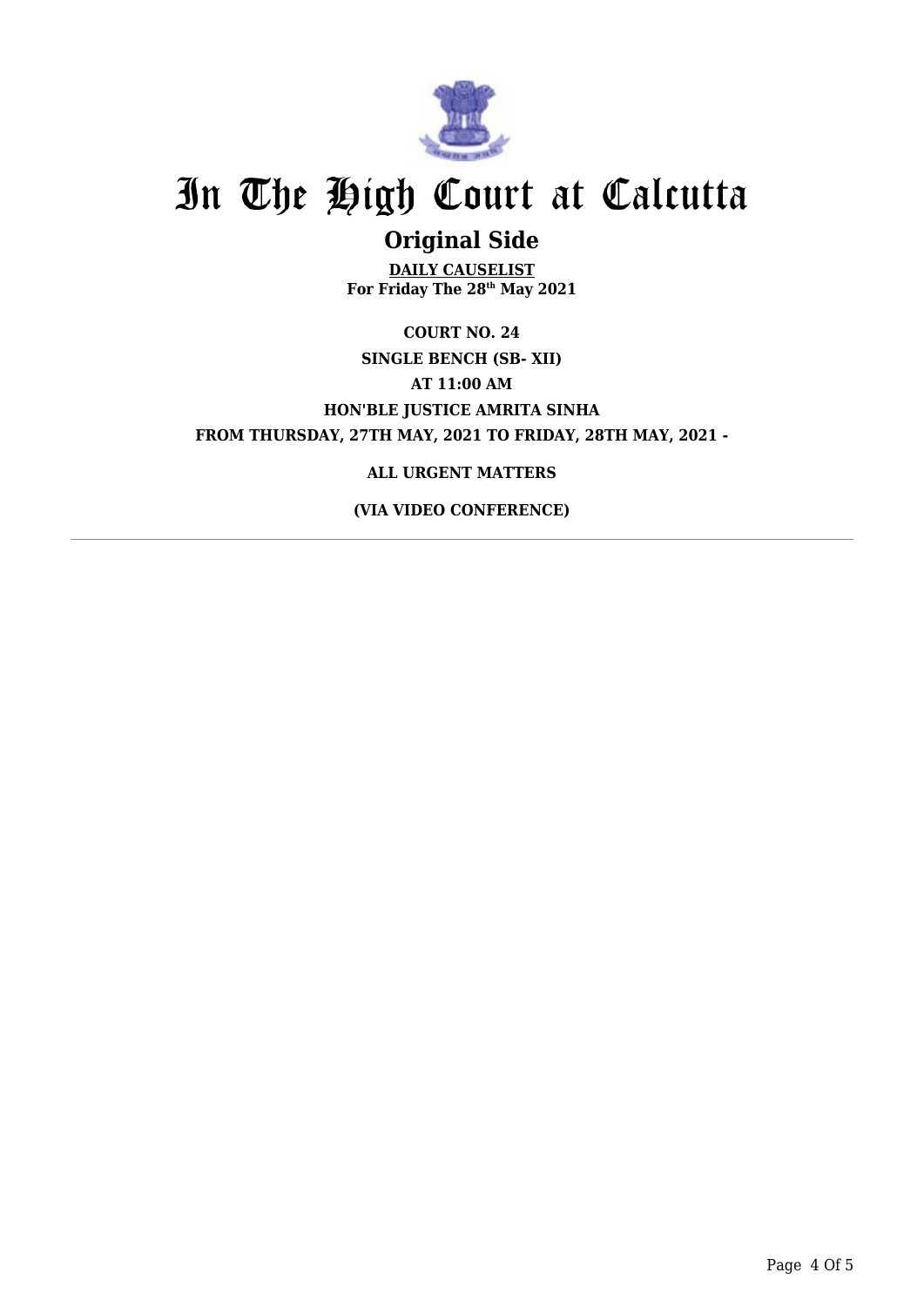# In The High Court at Calcutta

## Original Side

**DAILY CAUSELIST**
**For Friday The 28th May 2021**

**COURT NO. 24**

**SINGLE BENCH (SB- XII)**

**AT 11:00 AM**

**HON'BLE JUSTICE AMRITA SINHA**

**FROM THURSDAY, 27TH MAY, 2021 TO FRIDAY, 28TH MAY, 2021 -**

**ALL URGENT MATTERS**

**(VIA VIDEO CONFERENCE)**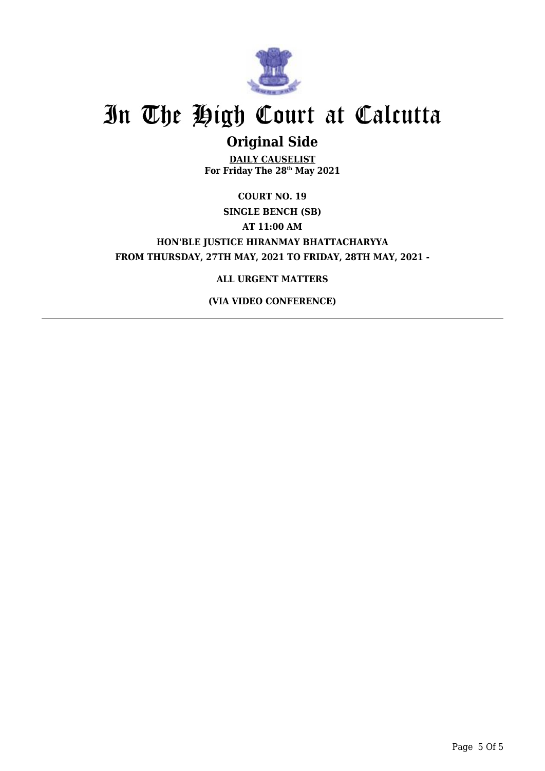# In The High Court at Calcutta

## Original Side

**DAILY CAUSELIST**
**For Friday The 28th May 2021**

**COURT NO. 19**

**SINGLE BENCH (SB)**

**AT 11:00 AM**

**HON'BLE JUSTICE HIRANMAY BHATTACHARYYA**

**FROM THURSDAY, 27TH MAY, 2021 TO FRIDAY, 28TH MAY, 2021 -**

**ALL URGENT MATTERS**

**(VIA VIDEO CONFERENCE)**